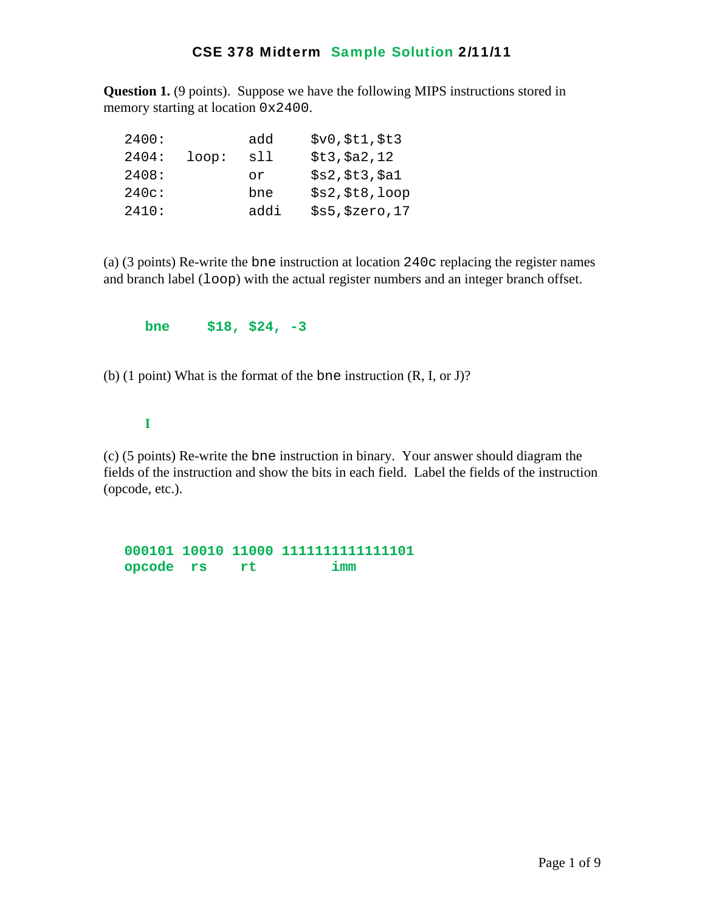# CSE 378 Midterm Sample Solution 2/11/11

**Question 1.** (9 points). Suppose we have the following MIPS instructions stored in memory starting at location `0x2400`.

```
2400:          add     $v0,$t1,$t3
2404:   loop:  sll     $t3,$a2,12
2408:          or      $s2,$t3,$a1
240c:          bne     $s2,$t8,loop
2410:          addi    $s5,$zero,17
```

(a) (3 points) Re-write the `bne` instruction at location `240c` replacing the register names and branch label (`loop`) with the actual register numbers and an integer branch offset.

```
bne     $18, $24, -3
```

(b) (1 point) What is the format of the `bne` instruction (R, I, or J)?

**I**

(c) (5 points) Re-write the `bne` instruction in binary. Your answer should diagram the fields of the instruction and show the bits in each field. Label the fields of the instruction (opcode, etc.).

```
000101 10010 11000 1111111111111101
opcode  rs    rt          imm
```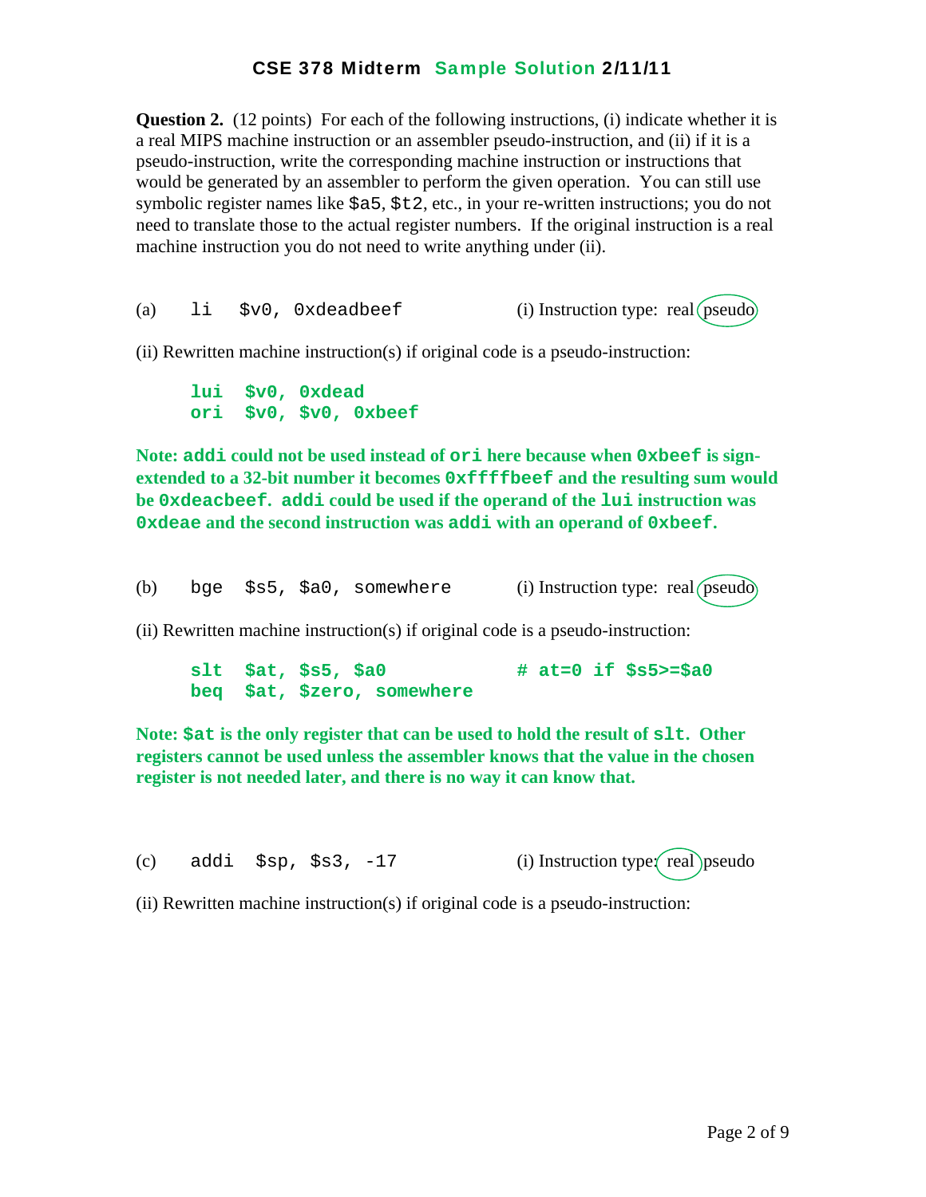# CSE 378 Midterm Sample Solution 2/11/11

**Question 2.** (12 points) For each of the following instructions, (i) indicate whether it is a real MIPS machine instruction or an assembler pseudo-instruction, and (ii) if it is a pseudo-instruction, write the corresponding machine instruction or instructions that would be generated by an assembler to perform the given operation. You can still use symbolic register names like `$a5`, `$t2`, etc., in your re-written instructions; you do not need to translate those to the actual register numbers. If the original instruction is a real machine instruction you do not need to write anything under (ii).

(a) `li $v0, 0xdeadbeef` (i) Instruction type: real **(pseudo)**

(ii) Rewritten machine instruction(s) if original code is a pseudo-instruction:

```
lui  $v0, 0xdead
ori  $v0, $v0, 0xbeef
```

**Note: `addi` could not be used instead of `ori` here because when `0xbeef` is sign-extended to a 32-bit number it becomes `0xffffbeef` and the resulting sum would be `0xdeacbeef`. `addi` could be used if the operand of the `lui` instruction was `0xdeae` and the second instruction was `addi` with an operand of `0xbeef`.**

(b) `bge $s5, $a0, somewhere` (i) Instruction type: real **(pseudo)**

(ii) Rewritten machine instruction(s) if original code is a pseudo-instruction:

```
slt  $at, $s5, $a0          # at=0 if $s5>=$a0
beq  $at, $zero, somewhere
```

**Note: `$at` is the only register that can be used to hold the result of `slt`. Other registers cannot be used unless the assembler knows that the value in the chosen register is not needed later, and there is no way it can know that.**

(c) `addi $sp, $s3, -17` (i) Instruction type: **(real)** pseudo

(ii) Rewritten machine instruction(s) if original code is a pseudo-instruction: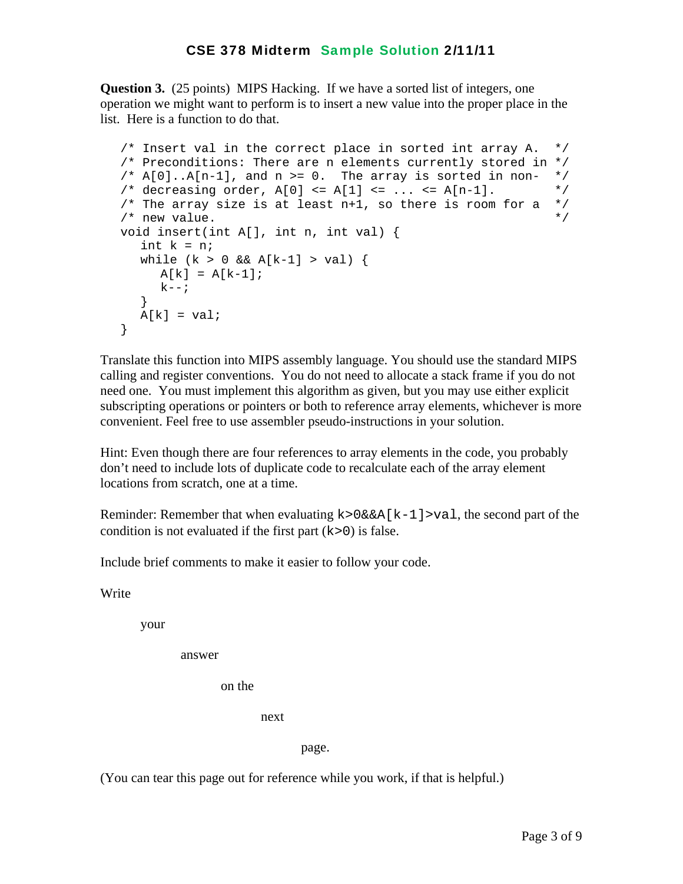**Question 3.** (25 points) MIPS Hacking. If we have a sorted list of integers, one operation we might want to perform is to insert a new value into the proper place in the list. Here is a function to do that.

```
/* Insert val in the correct place in sorted int array A.  */
/* Preconditions: There are n elements currently stored in */
/* A[0]..A[n-1], and n >= 0.  The array is sorted in non-  */
/* decreasing order, A[0] <= A[1] <= ... <= A[n-1].        */
/* The array size is at least n+1, so there is room for a  */
/* new value.                                              */
void insert(int A[], int n, int val) {
   int k = n;
   while (k > 0 && A[k-1] > val) {
      A[k] = A[k-1];
      k--;
   }
   A[k] = val;
}
```

Translate this function into MIPS assembly language. You should use the standard MIPS calling and register conventions. You do not need to allocate a stack frame if you do not need one. You must implement this algorithm as given, but you may use either explicit subscripting operations or pointers or both to reference array elements, whichever is more convenient. Feel free to use assembler pseudo-instructions in your solution.

Hint: Even though there are four references to array elements in the code, you probably don't need to include lots of duplicate code to recalculate each of the array element locations from scratch, one at a time.

Reminder: Remember that when evaluating `k>0&&A[k-1]>val`, the second part of the condition is not evaluated if the first part (`k>0`) is false.

Include brief comments to make it easier to follow your code.

Write

your

answer

on the

next

page.

(You can tear this page out for reference while you work, if that is helpful.)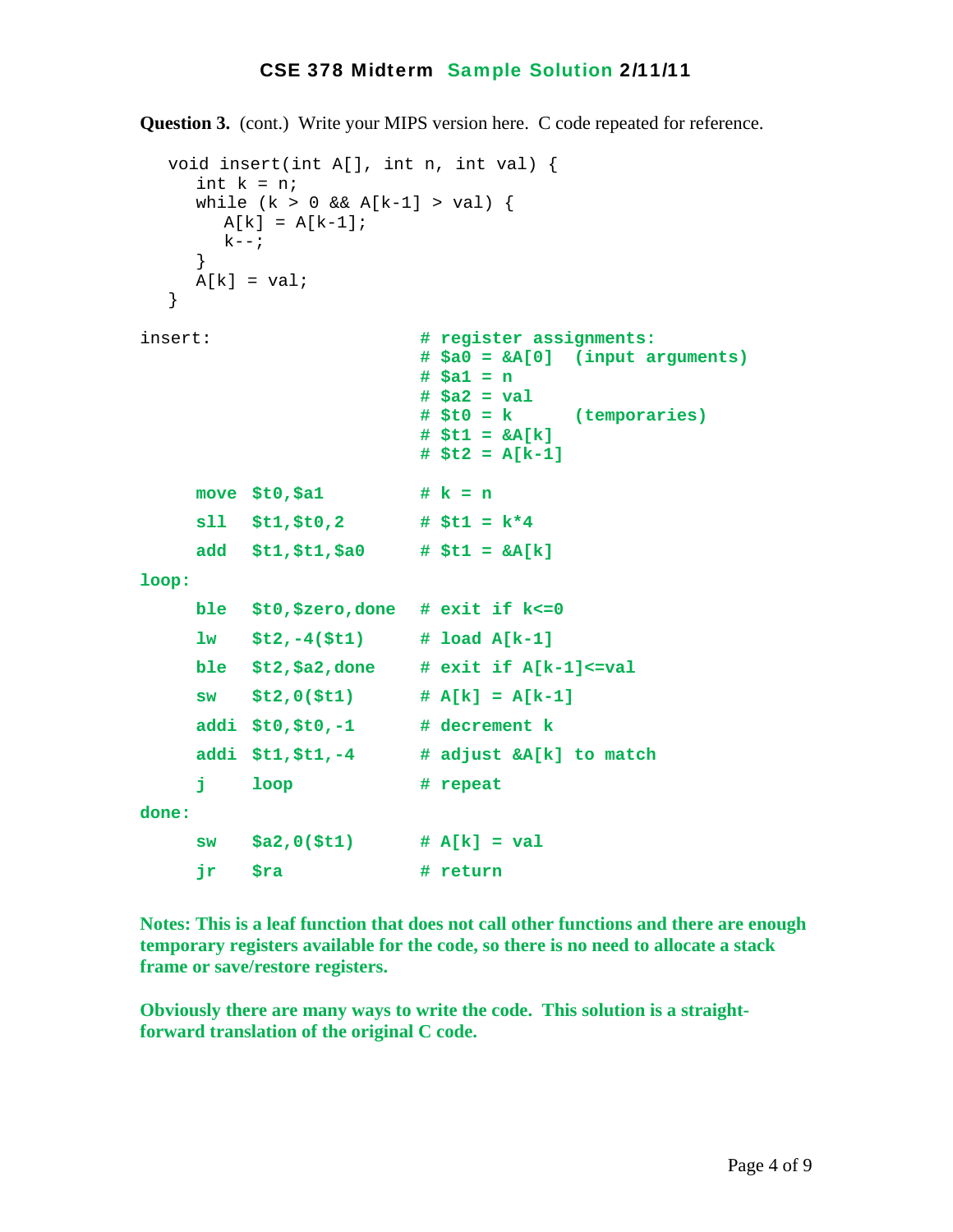# CSE 378 Midterm Sample Solution 2/11/11

**Question 3.** (cont.) Write your MIPS version here. C code repeated for reference.

```
void insert(int A[], int n, int val) {
   int k = n;
   while (k > 0 && A[k-1] > val) {
      A[k] = A[k-1];
      k--;
   }
   A[k] = val;
}
```

```
insert:                     # register assignments:
                            # $a0 = &A[0]  (input arguments)
                            # $a1 = n
                            # $a2 = val
                            # $t0 = k      (temporaries)
                            # $t1 = &A[k]
                            # $t2 = A[k-1]

      move $t0,$a1          # k = n
      sll  $t1,$t0,2        # $t1 = k*4
      add  $t1,$t1,$a0      # $t1 = &A[k]
loop:
      ble  $t0,$zero,done   # exit if k<=0
      lw   $t2,-4($t1)      # load A[k-1]
      ble  $t2,$a2,done     # exit if A[k-1]<=val
      sw   $t2,0($t1)       # A[k] = A[k-1]
      addi $t0,$t0,-1       # decrement k
      addi $t1,$t1,-4       # adjust &A[k] to match
      j    loop             # repeat
done:
      sw   $a2,0($t1)       # A[k] = val
      jr   $ra              # return
```

**Notes: This is a leaf function that does not call other functions and there are enough temporary registers available for the code, so there is no need to allocate a stack frame or save/restore registers.**

**Obviously there are many ways to write the code. This solution is a straight-forward translation of the original C code.**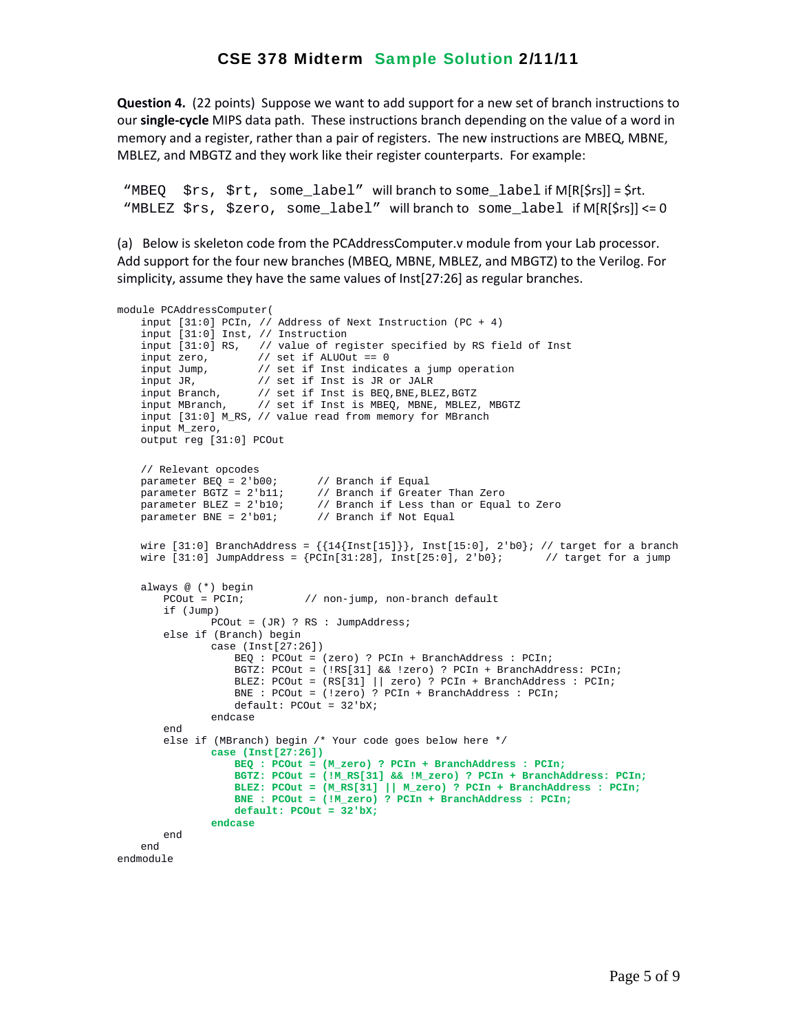# CSE 378 Midterm Sample Solution 2/11/11

**Question 4.** (22 points) Suppose we want to add support for a new set of branch instructions to our **single-cycle** MIPS data path. These instructions branch depending on the value of a word in memory and a register, rather than a pair of registers. The new instructions are MBEQ, MBNE, MBLEZ, and MBGTZ and they work like their register counterparts. For example:

"`MBEQ  $rs, $rt, some_label`" will branch to `some_label` if M[R[$rs]] = $rt.
"`MBLEZ $rs, $zero, some_label`" will branch to `some_label` if M[R[$rs]] <= 0

(a) Below is skeleton code from the PCAddressComputer.v module from your Lab processor. Add support for the four new branches (MBEQ, MBNE, MBLEZ, and MBGTZ) to the Verilog. For simplicity, assume they have the same values of Inst[27:26] as regular branches.

```
module PCAddressComputer(
    input [31:0] PCIn, // Address of Next Instruction (PC + 4)
    input [31:0] Inst, // Instruction
    input [31:0] RS,   // value of register specified by RS field of Inst
    input zero,        // set if ALUOut == 0
    input Jump,        // set if Inst indicates a jump operation
    input JR,          // set if Inst is JR or JALR
    input Branch,      // set if Inst is BEQ,BNE,BLEZ,BGTZ
    input MBranch,     // set if Inst is MBEQ, MBNE, MBLEZ, MBGTZ
    input [31:0] M_RS, // value read from memory for MBranch
    input M_zero,
    output reg [31:0] PCOut

    // Relevant opcodes
    parameter BEQ = 2'b00;      // Branch if Equal
    parameter BGTZ = 2'b11;     // Branch if Greater Than Zero
    parameter BLEZ = 2'b10;     // Branch if Less than or Equal to Zero
    parameter BNE = 2'b01;      // Branch if Not Equal

    wire [31:0] BranchAddress = {{14{Inst[15]}}, Inst[15:0], 2'b0}; // target for a branch
    wire [31:0] JumpAddress = {PCIn[31:28], Inst[25:0], 2'b0};      // target for a jump

    always @ (*) begin
        PCOut = PCIn;          // non-jump, non-branch default
        if (Jump)
                PCOut = (JR) ? RS : JumpAddress;
        else if (Branch) begin
                case (Inst[27:26])
                    BEQ : PCOut = (zero) ? PCIn + BranchAddress : PCIn;
                    BGTZ: PCOut = (!RS[31] && !zero) ? PCIn + BranchAddress: PCIn;
                    BLEZ: PCOut = (RS[31] || zero) ? PCIn + BranchAddress : PCIn;
                    BNE : PCOut = (!zero) ? PCIn + BranchAddress : PCIn;
                    default: PCOut = 32'bX;
                endcase
        end
        else if (MBranch) begin /* Your code goes below here */
                case (Inst[27:26])
                    BEQ : PCOut = (M_zero) ? PCIn + BranchAddress : PCIn;
                    BGTZ: PCOut = (!M_RS[31] && !M_zero) ? PCIn + BranchAddress: PCIn;
                    BLEZ: PCOut = (M_RS[31] || M_zero) ? PCIn + BranchAddress : PCIn;
                    BNE : PCOut = (!M_zero) ? PCIn + BranchAddress : PCIn;
                    default: PCOut = 32'bX;
                endcase
        end
    end
endmodule
```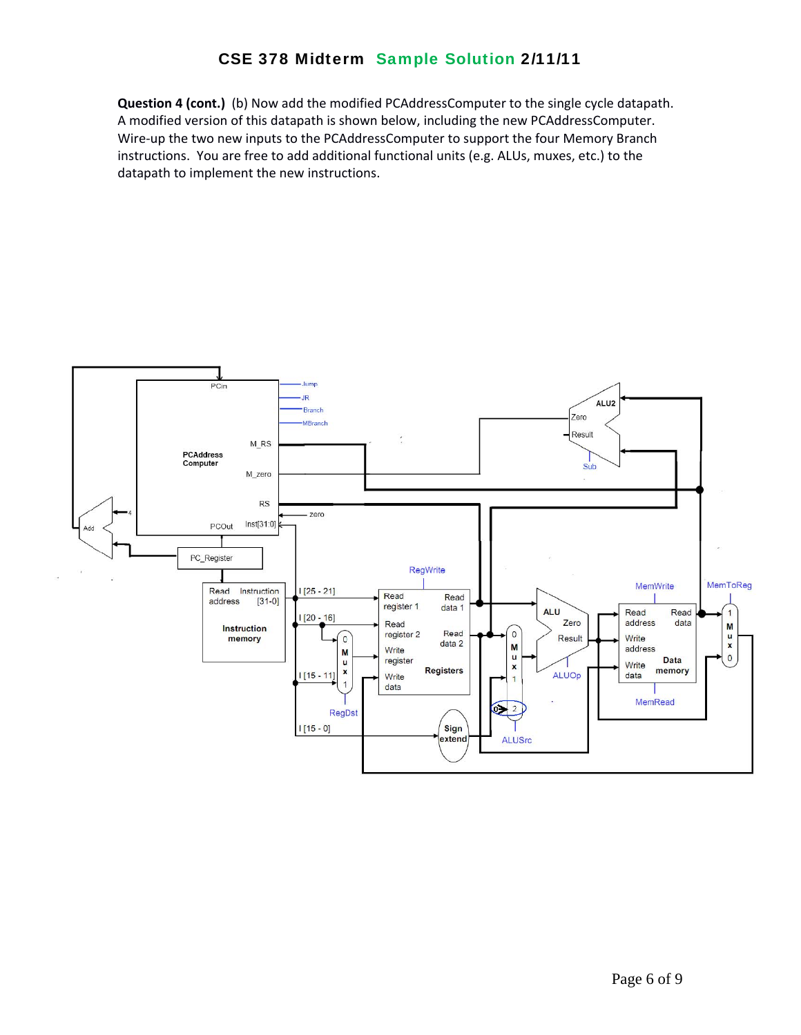**Question 4 (cont.)** (b) Now add the modified PCAddressComputer to the single cycle datapath. A modified version of this datapath is shown below, including the new PCAddressComputer. Wire-up the two new inputs to the PCAddressComputer to support the four Memory Branch instructions. You are free to add additional functional units (e.g. ALUs, muxes, etc.) to the datapath to implement the new instructions.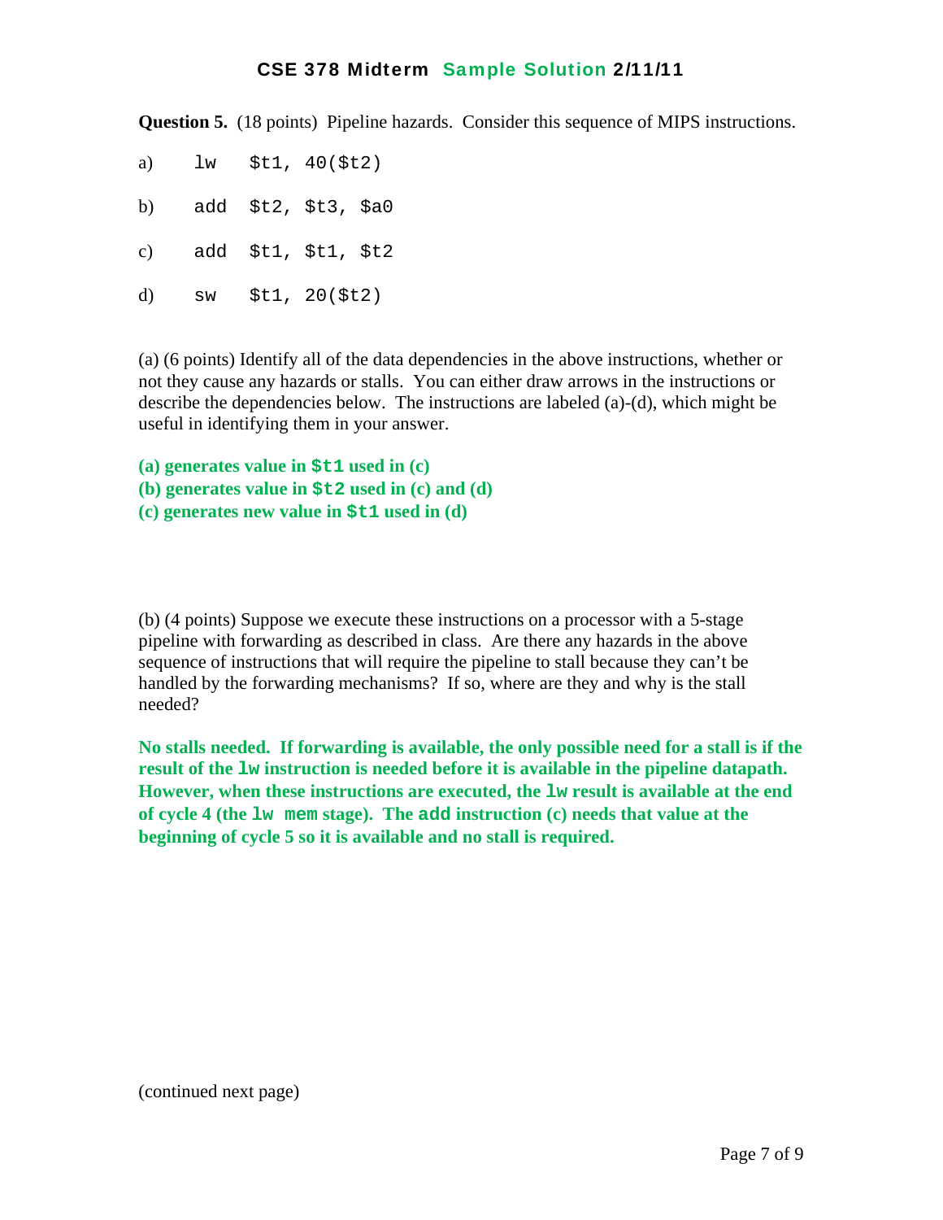# CSE 378 Midterm Sample Solution 2/11/11

**Question 5.** (18 points) Pipeline hazards. Consider this sequence of MIPS instructions.

```
a)    lw   $t1, 40($t2)

b)    add  $t2, $t3, $a0

c)    add  $t1, $t1, $t2

d)    sw   $t1, 20($t2)
```

(a) (6 points) Identify all of the data dependencies in the above instructions, whether or not they cause any hazards or stalls. You can either draw arrows in the instructions or describe the dependencies below. The instructions are labeled (a)-(d), which might be useful in identifying them in your answer.

**(a) generates value in `$t1` used in (c)**
**(b) generates value in `$t2` used in (c) and (d)**
**(c) generates new value in `$t1` used in (d)**

(b) (4 points) Suppose we execute these instructions on a processor with a 5-stage pipeline with forwarding as described in class. Are there any hazards in the above sequence of instructions that will require the pipeline to stall because they can't be handled by the forwarding mechanisms? If so, where are they and why is the stall needed?

**No stalls needed. If forwarding is available, the only possible need for a stall is if the result of the `lw` instruction is needed before it is available in the pipeline datapath. However, when these instructions are executed, the `lw` result is available at the end of cycle 4 (the `lw mem` stage). The `add` instruction (c) needs that value at the beginning of cycle 5 so it is available and no stall is required.**

(continued next page)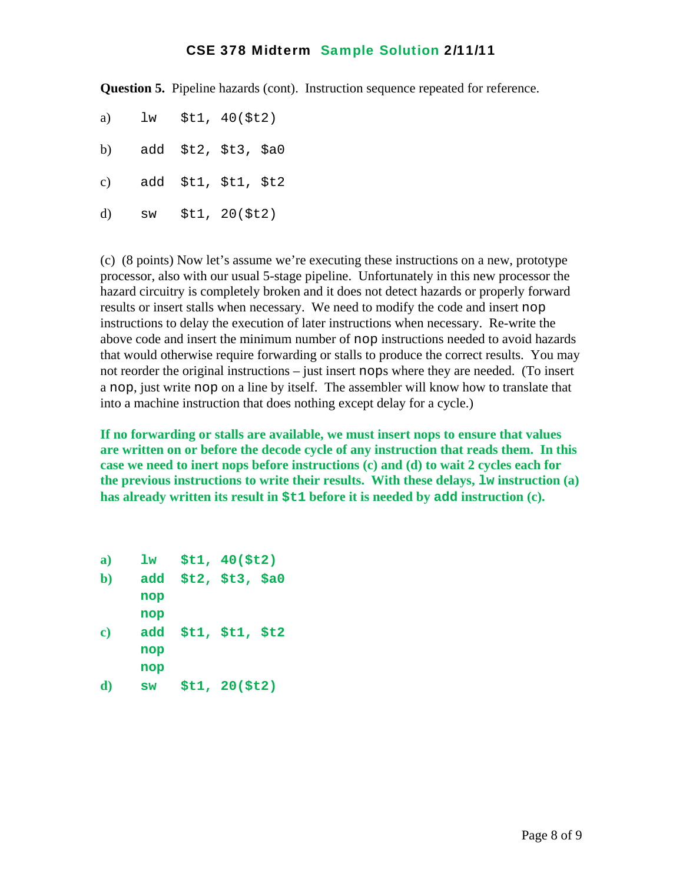**Question 5.** Pipeline hazards (cont). Instruction sequence repeated for reference.

```
a)    lw   $t1, 40($t2)

b)    add  $t2, $t3, $a0

c)    add  $t1, $t1, $t2

d)    sw   $t1, 20($t2)
```

(c) (8 points) Now let's assume we're executing these instructions on a new, prototype processor, also with our usual 5-stage pipeline. Unfortunately in this new processor the hazard circuitry is completely broken and it does not detect hazards or properly forward results or insert stalls when necessary. We need to modify the code and insert `nop` instructions to delay the execution of later instructions when necessary. Re-write the above code and insert the minimum number of `nop` instructions needed to avoid hazards that would otherwise require forwarding or stalls to produce the correct results. You may not reorder the original instructions – just insert `nop`s where they are needed. (To insert a `nop`, just write `nop` on a line by itself. The assembler will know how to translate that into a machine instruction that does nothing except delay for a cycle.)

**If no forwarding or stalls are available, we must insert nops to ensure that values are written on or before the decode cycle of any instruction that reads them. In this case we need to inert nops before instructions (c) and (d) to wait 2 cycles each for the previous instructions to write their results. With these delays, `lw` instruction (a) has already written its result in `$t1` before it is needed by `add` instruction (c).**

```
a)    lw   $t1, 40($t2)
b)    add  $t2, $t3, $a0
      nop
      nop
c)    add  $t1, $t1, $t2
      nop
      nop
d)    sw   $t1, 20($t2)
```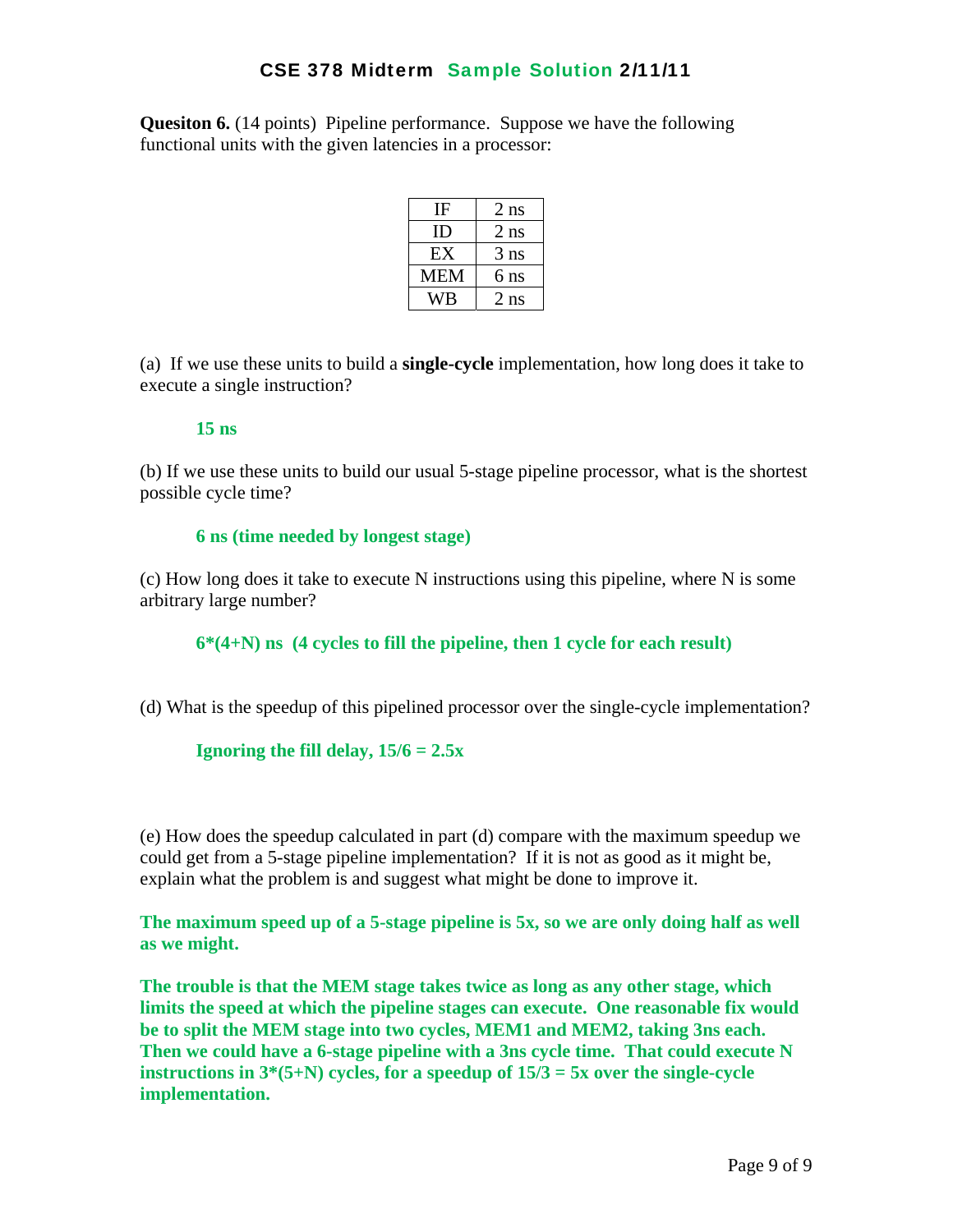**Quesiton 6.** (14 points) Pipeline performance. Suppose we have the following functional units with the given latencies in a processor:

| | |
|---|---|
| IF | 2 ns |
| ID | 2 ns |
| EX | 3 ns |
| MEM | 6 ns |
| WB | 2 ns |

(a) If we use these units to build a **single-cycle** implementation, how long does it take to execute a single instruction?

**15 ns**

(b) If we use these units to build our usual 5-stage pipeline processor, what is the shortest possible cycle time?

**6 ns (time needed by longest stage)**

(c) How long does it take to execute N instructions using this pipeline, where N is some arbitrary large number?

**6*(4+N) ns (4 cycles to fill the pipeline, then 1 cycle for each result)**

(d) What is the speedup of this pipelined processor over the single-cycle implementation?

**Ignoring the fill delay, 15/6 = 2.5x**

(e) How does the speedup calculated in part (d) compare with the maximum speedup we could get from a 5-stage pipeline implementation? If it is not as good as it might be, explain what the problem is and suggest what might be done to improve it.

**The maximum speed up of a 5-stage pipeline is 5x, so we are only doing half as well as we might.**

**The trouble is that the MEM stage takes twice as long as any other stage, which limits the speed at which the pipeline stages can execute. One reasonable fix would be to split the MEM stage into two cycles, MEM1 and MEM2, taking 3ns each. Then we could have a 6-stage pipeline with a 3ns cycle time. That could execute N instructions in 3*(5+N) cycles, for a speedup of 15/3 = 5x over the single-cycle implementation.**